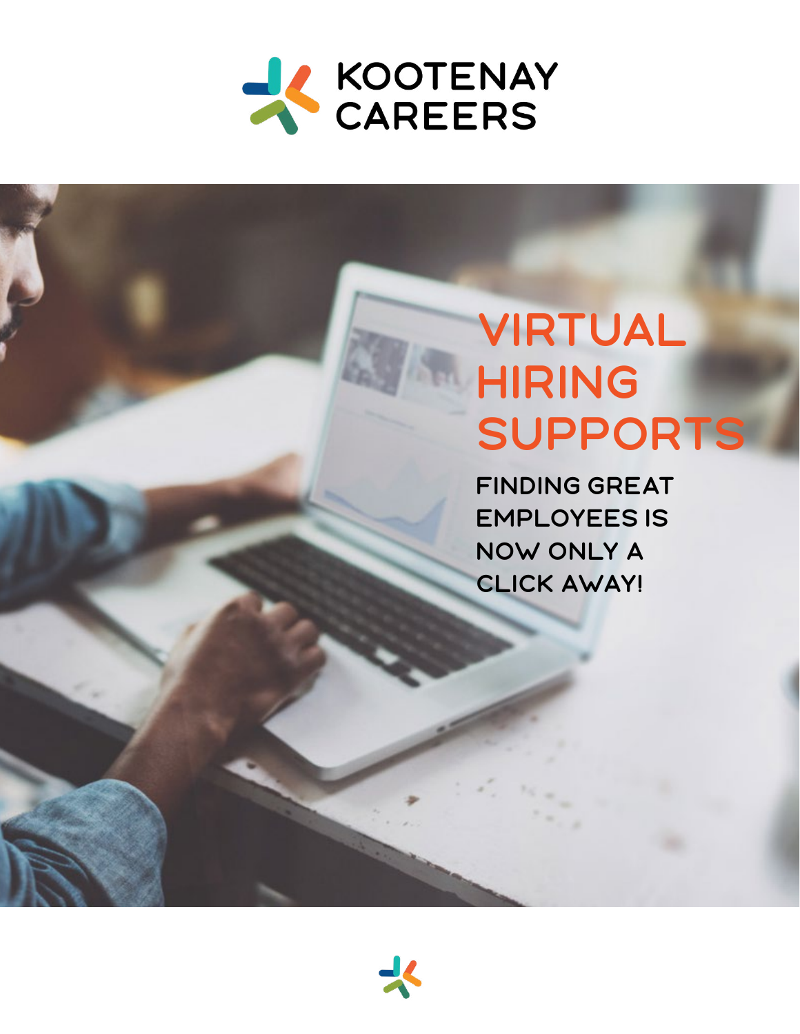KOOTENAY CAREERS

# VIRTUAL HIRING SUPPORTS

FINDING GREAT EMPLOYEES IS NOW ONLY A CLICK AWAY!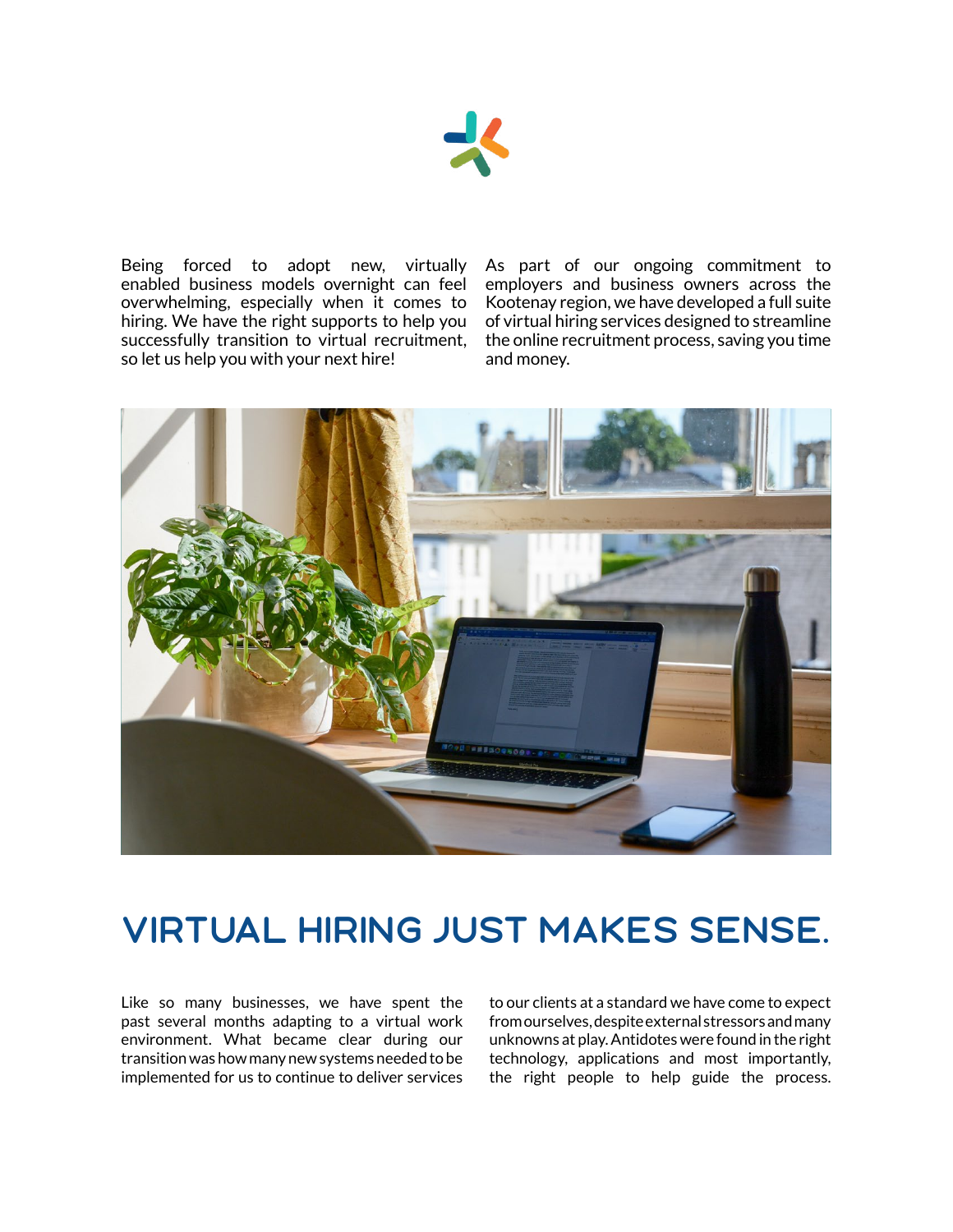Being forced to adopt new, virtually enabled business models overnight can feel overwhelming, especially when it comes to hiring. We have the right supports to help you successfully transition to virtual recruitment, so let us help you with your next hire!

As part of our ongoing commitment to employers and business owners across the Kootenay region, we have developed a full suite of virtual hiring services designed to streamline the online recruitment process, saving you time and money.

# VIRTUAL HIRING JUST MAKES SENSE.

Like so many businesses, we have spent the past several months adapting to a virtual work environment. What became clear during our transition was how many new systems needed to be implemented for us to continue to deliver services to our clients at a standard we have come to expect from ourselves, despite external stressors and many unknowns at play. Antidotes were found in the right technology, applications and most importantly, the right people to help guide the process.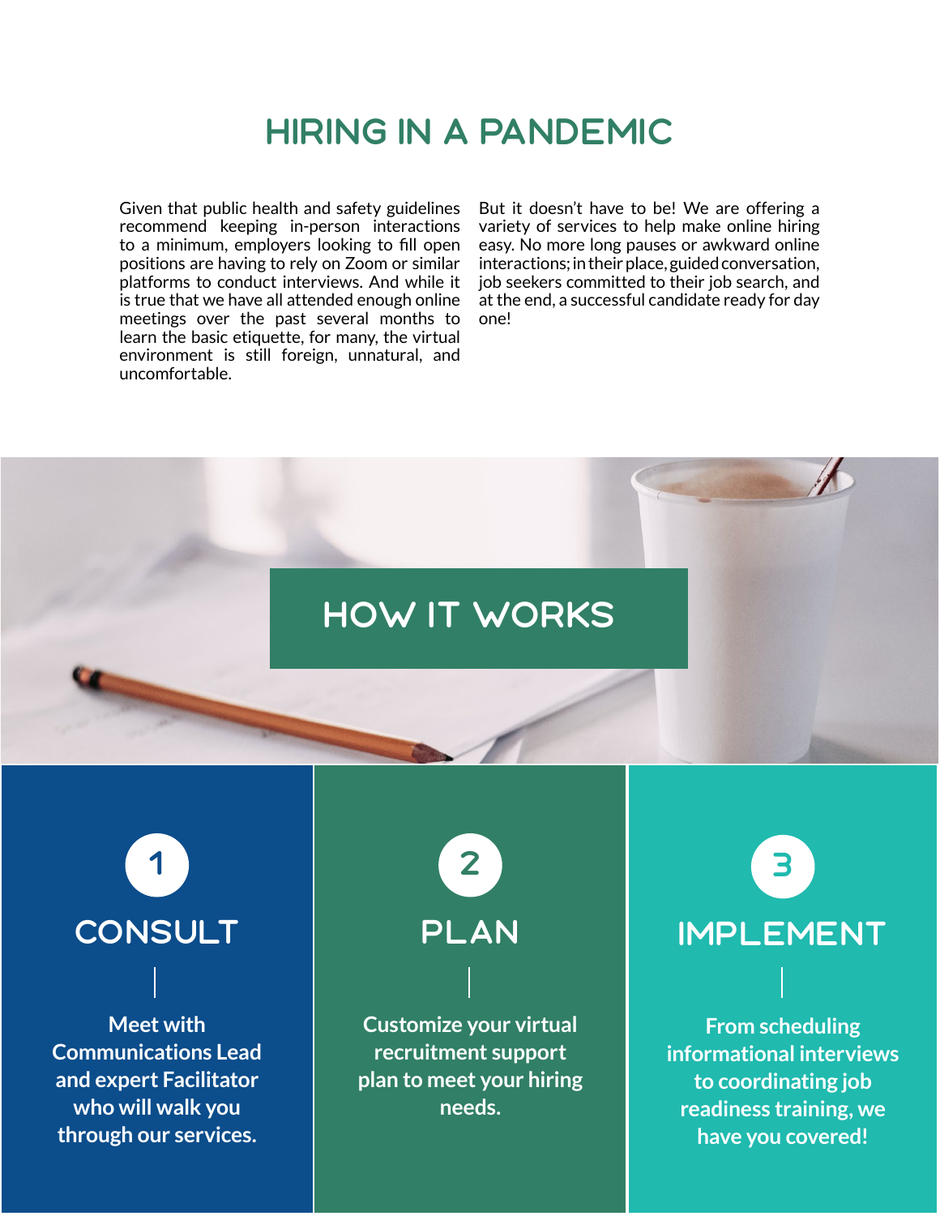# HIRING IN A PANDEMIC

Given that public health and safety guidelines recommend keeping in-person interactions to a minimum, employers looking to fill open positions are having to rely on Zoom or similar platforms to conduct interviews. And while it is true that we have all attended enough online meetings over the past several months to learn the basic etiquette, for many, the virtual environment is still foreign, unnatural, and uncomfortable.

But it doesn't have to be! We are offering a variety of services to help make online hiring easy. No more long pauses or awkward online interactions; in their place, guided conversation, job seekers committed to their job search, and at the end, a successful candidate ready for day one!

## HOW IT WORKS

### 1 CONSULT

**Meet with Communications Lead and expert Facilitator who will walk you through our services.**

### 2 PLAN

**Customize your virtual recruitment support plan to meet your hiring needs.**

### 3 IMPLEMENT

**From scheduling informational interviews to coordinating job readiness training, we have you covered!**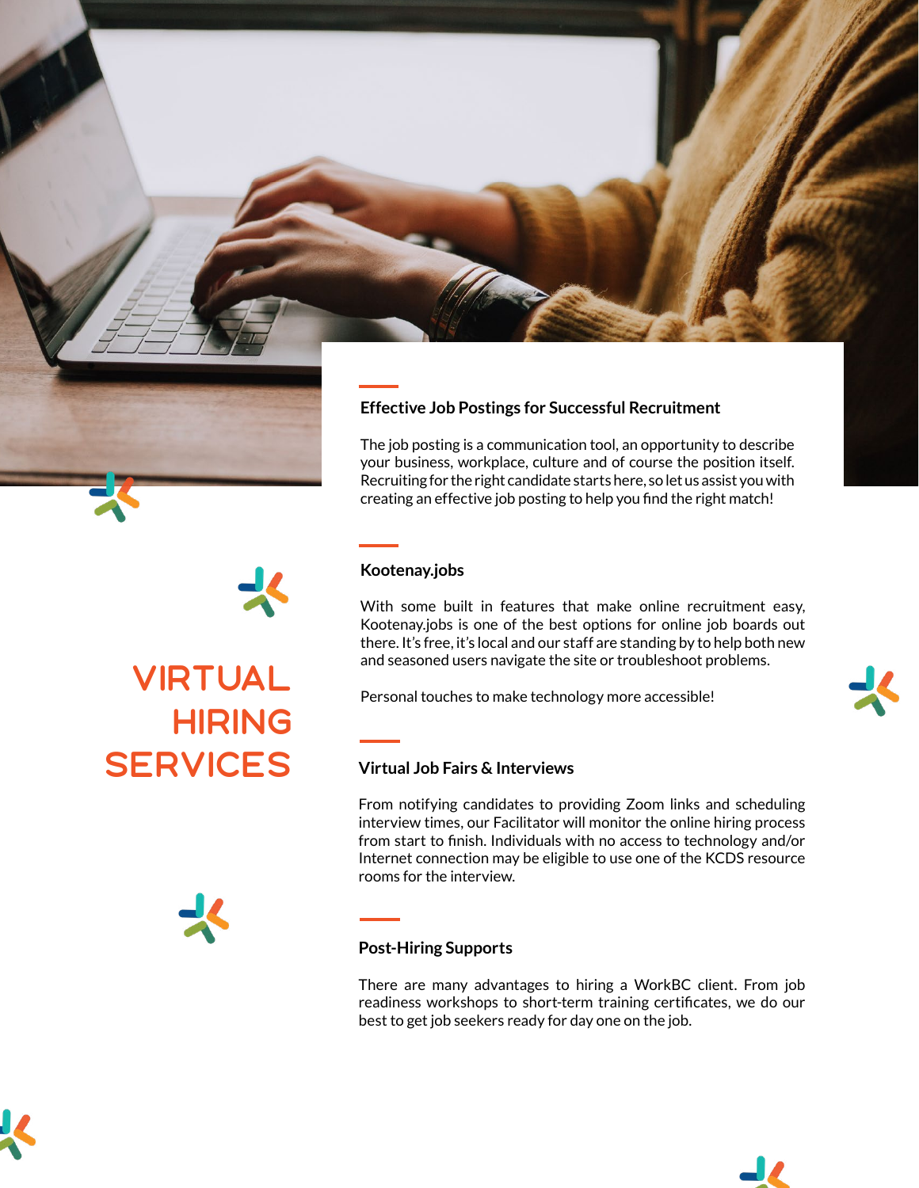# VIRTUAL HIRING SERVICES

## Effective Job Postings for Successful Recruitment

The job posting is a communication tool, an opportunity to describe your business, workplace, culture and of course the position itself. Recruiting for the right candidate starts here, so let us assist you with creating an effective job posting to help you find the right match!

## Kootenay.jobs

With some built in features that make online recruitment easy, Kootenay.jobs is one of the best options for online job boards out there. It's free, it's local and our staff are standing by to help both new and seasoned users navigate the site or troubleshoot problems.

Personal touches to make technology more accessible!

## Virtual Job Fairs & Interviews

From notifying candidates to providing Zoom links and scheduling interview times, our Facilitator will monitor the online hiring process from start to finish. Individuals with no access to technology and/or Internet connection may be eligible to use one of the KCDS resource rooms for the interview.

## Post-Hiring Supports

There are many advantages to hiring a WorkBC client. From job readiness workshops to short-term training certificates, we do our best to get job seekers ready for day one on the job.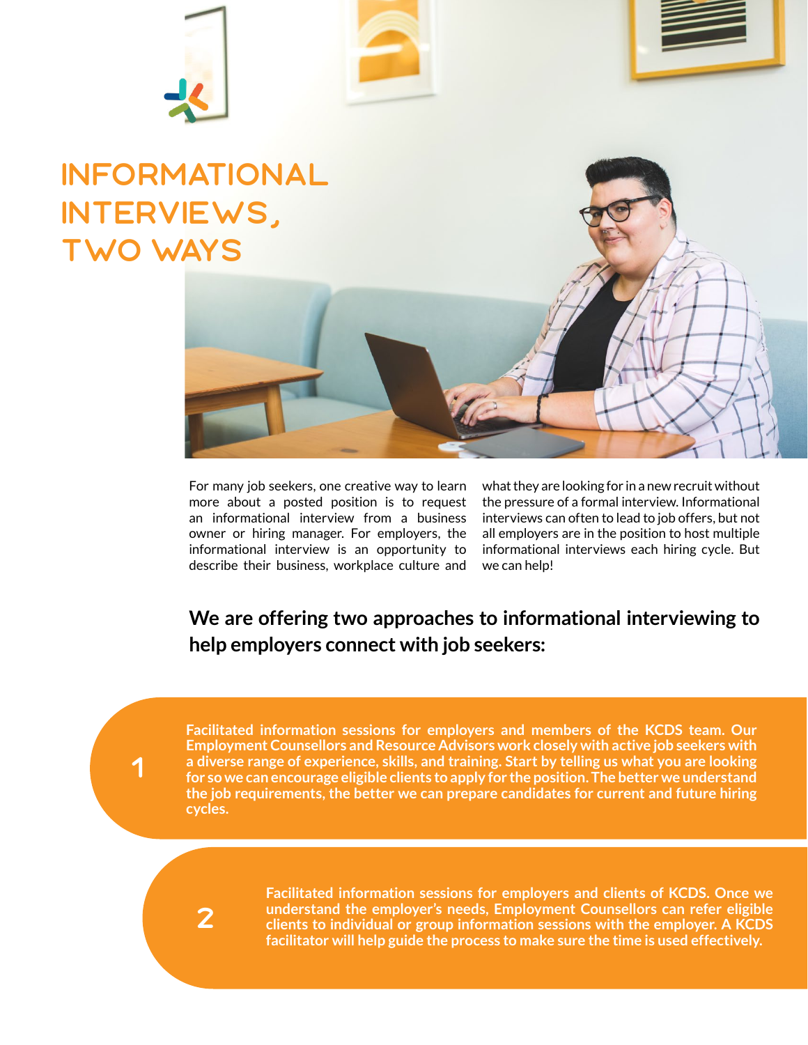# INFORMATIONAL INTERVIEWS, TWO WAYS

For many job seekers, one creative way to learn more about a posted position is to request an informational interview from a business owner or hiring manager. For employers, the informational interview is an opportunity to describe their business, workplace culture and what they are looking for in a new recruit without the pressure of a formal interview. Informational interviews can often to lead to job offers, but not all employers are in the position to host multiple informational interviews each hiring cycle. But we can help!

## We are offering two approaches to informational interviewing to help employers connect with job seekers:

1. **Facilitated information sessions for employers and members of the KCDS team. Our Employment Counsellors and Resource Advisors work closely with active job seekers with a diverse range of experience, skills, and training. Start by telling us what you are looking for so we can encourage eligible clients to apply for the position. The better we understand the job requirements, the better we can prepare candidates for current and future hiring cycles.**

2. **Facilitated information sessions for employers and clients of KCDS. Once we understand the employer's needs, Employment Counsellors can refer eligible clients to individual or group information sessions with the employer. A KCDS facilitator will help guide the process to make sure the time is used effectively.**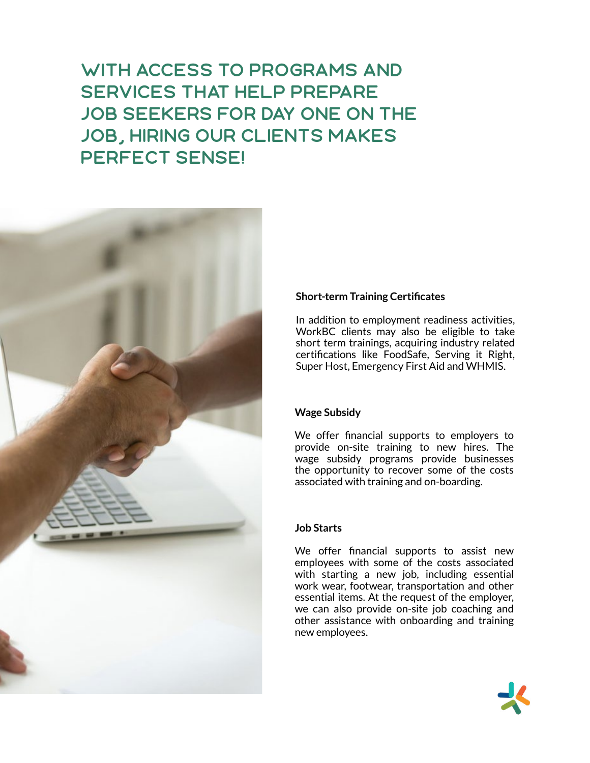# WITH ACCESS TO PROGRAMS AND SERVICES THAT HELP PREPARE JOB SEEKERS FOR DAY ONE ON THE JOB, HIRING OUR CLIENTS MAKES PERFECT SENSE!

**Short-term Training Certificates**

In addition to employment readiness activities, WorkBC clients may also be eligible to take short term trainings, acquiring industry related certifications like FoodSafe, Serving it Right, Super Host, Emergency First Aid and WHMIS.

**Wage Subsidy**

We offer financial supports to employers to provide on-site training to new hires. The wage subsidy programs provide businesses the opportunity to recover some of the costs associated with training and on-boarding.

**Job Starts**

We offer financial supports to assist new employees with some of the costs associated with starting a new job, including essential work wear, footwear, transportation and other essential items. At the request of the employer, we can also provide on-site job coaching and other assistance with onboarding and training new employees.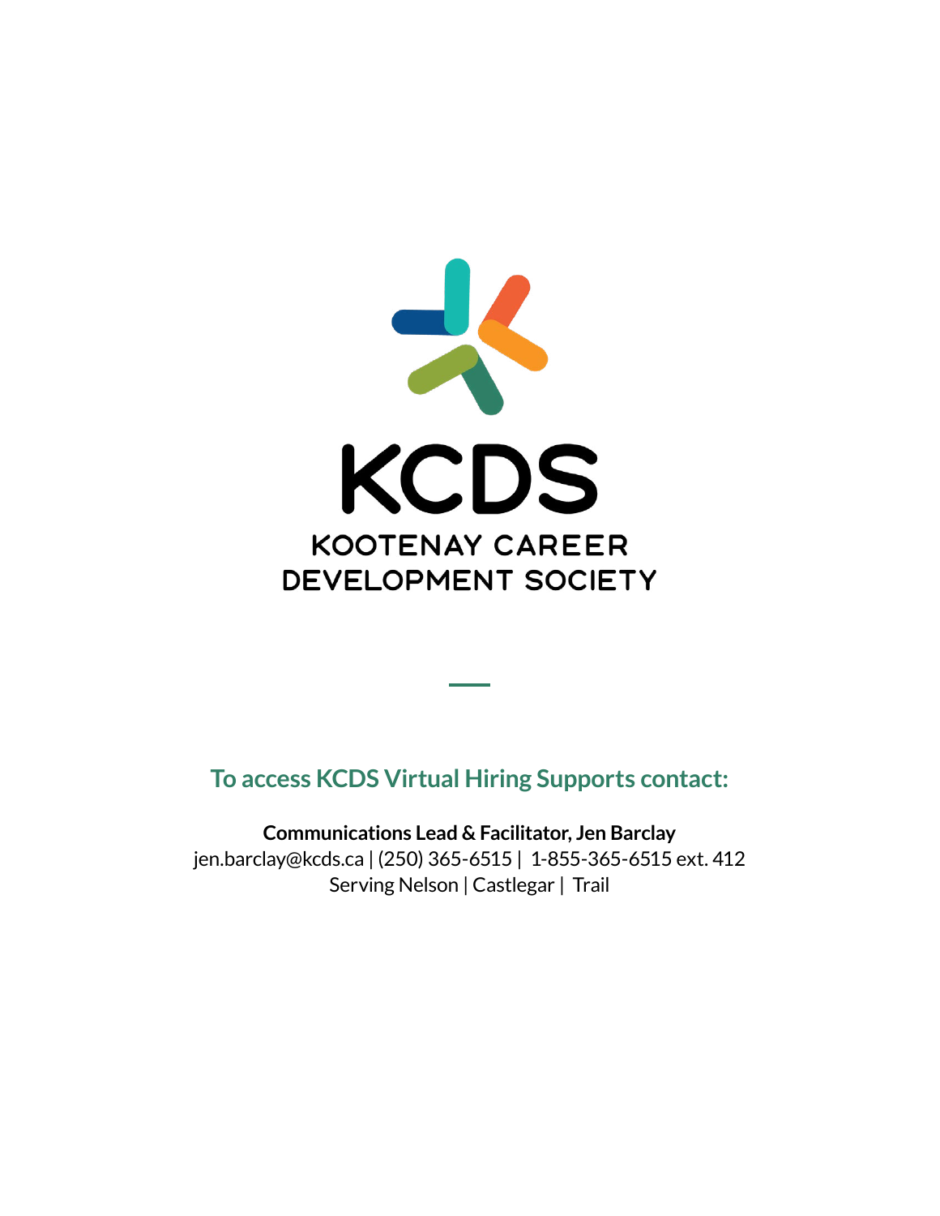KCDS

KOOTENAY CAREER DEVELOPMENT SOCIETY

## To access KCDS Virtual Hiring Supports contact:

**Communications Lead & Facilitator, Jen Barclay**
jen.barclay@kcds.ca | (250) 365-6515 | 1-855-365-6515 ext. 412
Serving Nelson | Castlegar | Trail